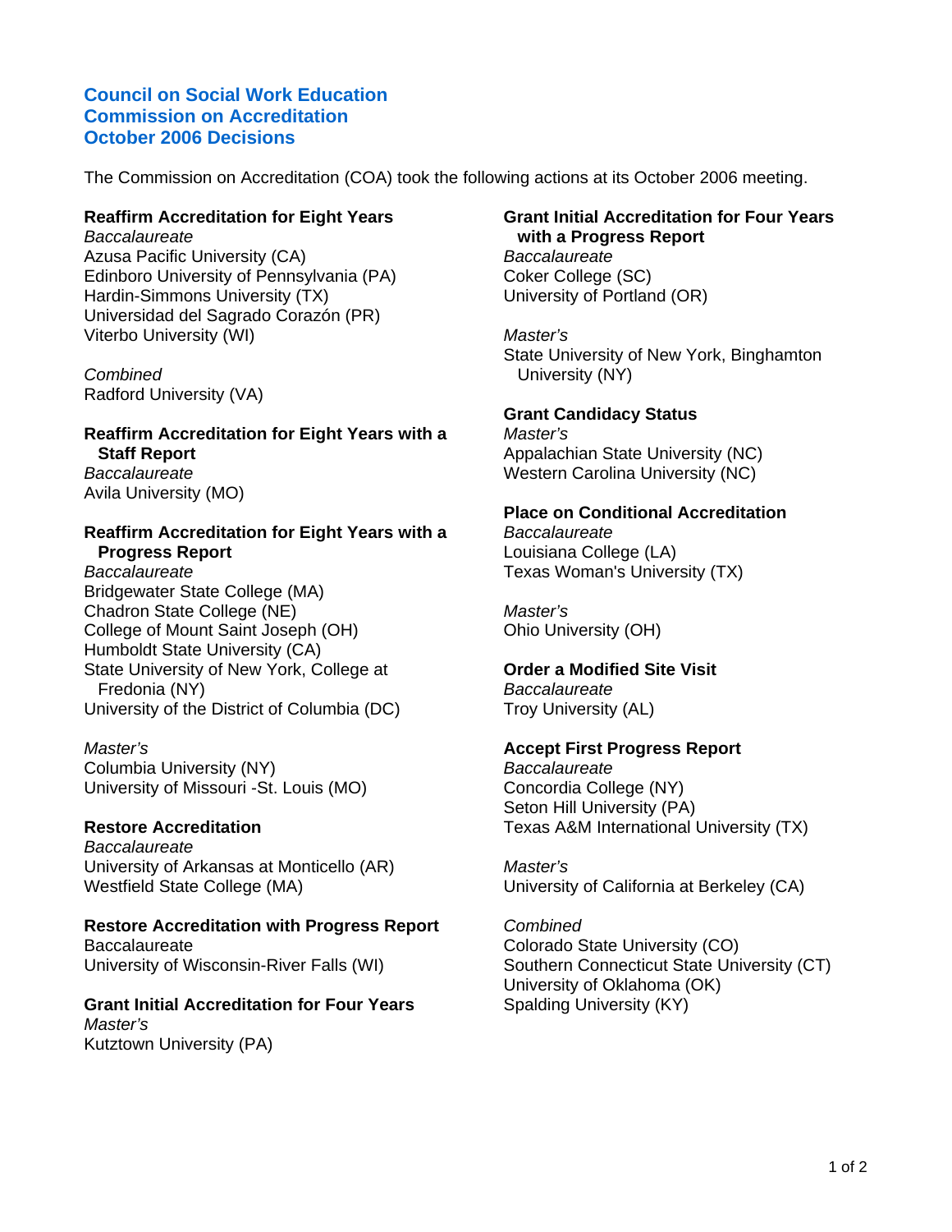# Council on Social Work Education
# Commission on Accreditation
# October 2006 Decisions

The Commission on Accreditation (COA) took the following actions at its October 2006 meeting.

**Reaffirm Accreditation for Eight Years**

*Baccalaureate*
Azusa Pacific University (CA)
Edinboro University of Pennsylvania (PA)
Hardin-Simmons University (TX)
Universidad del Sagrado Corazón (PR)
Viterbo University (WI)

*Combined*
Radford University (VA)

**Reaffirm Accreditation for Eight Years with a Staff Report**

*Baccalaureate*
Avila University (MO)

**Reaffirm Accreditation for Eight Years with a Progress Report**

*Baccalaureate*
Bridgewater State College (MA)
Chadron State College (NE)
College of Mount Saint Joseph (OH)
Humboldt State University (CA)
State University of New York, College at Fredonia (NY)
University of the District of Columbia (DC)

*Master's*
Columbia University (NY)
University of Missouri -St. Louis (MO)

**Restore Accreditation**

*Baccalaureate*
University of Arkansas at Monticello (AR)
Westfield State College (MA)

**Restore Accreditation with Progress Report**

Baccalaureate
University of Wisconsin-River Falls (WI)

**Grant Initial Accreditation for Four Years**

*Master's*
Kutztown University (PA)

**Grant Initial Accreditation for Four Years with a Progress Report**

*Baccalaureate*
Coker College (SC)
University of Portland (OR)

*Master's*
State University of New York, Binghamton University (NY)

**Grant Candidacy Status**

*Master's*
Appalachian State University (NC)
Western Carolina University (NC)

**Place on Conditional Accreditation**

*Baccalaureate*
Louisiana College (LA)
Texas Woman's University (TX)

*Master's*
Ohio University (OH)

**Order a Modified Site Visit**

*Baccalaureate*
Troy University (AL)

**Accept First Progress Report**

*Baccalaureate*
Concordia College (NY)
Seton Hill University (PA)
Texas A&M International University (TX)

*Master's*
University of California at Berkeley (CA)

*Combined*
Colorado State University (CO)
Southern Connecticut State University (CT)
University of Oklahoma (OK)
Spalding University (KY)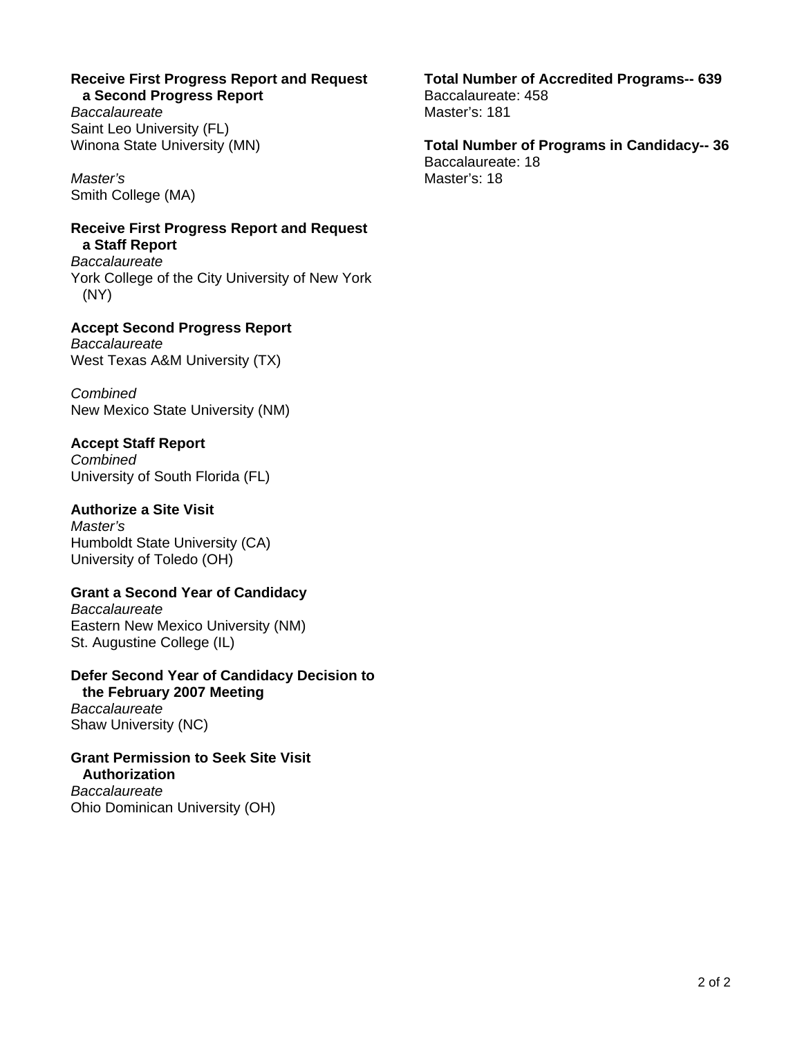**Receive First Progress Report and Request a Second Progress Report**

*Baccalaureate*
Saint Leo University (FL)
Winona State University (MN)

*Master's*
Smith College (MA)

**Receive First Progress Report and Request a Staff Report**

*Baccalaureate*
York College of the City University of New York (NY)

**Accept Second Progress Report**

*Baccalaureate*
West Texas A&M University (TX)

*Combined*
New Mexico State University (NM)

**Accept Staff Report**

*Combined*
University of South Florida (FL)

**Authorize a Site Visit**

*Master's*
Humboldt State University (CA)
University of Toledo (OH)

**Grant a Second Year of Candidacy**

*Baccalaureate*
Eastern New Mexico University (NM)
St. Augustine College (IL)

**Defer Second Year of Candidacy Decision to the February 2007 Meeting**

*Baccalaureate*
Shaw University (NC)

**Grant Permission to Seek Site Visit Authorization**

*Baccalaureate*
Ohio Dominican University (OH)

**Total Number of Accredited Programs-- 639**

Baccalaureate: 458
Master's: 181

**Total Number of Programs in Candidacy-- 36**

Baccalaureate: 18
Master's: 18